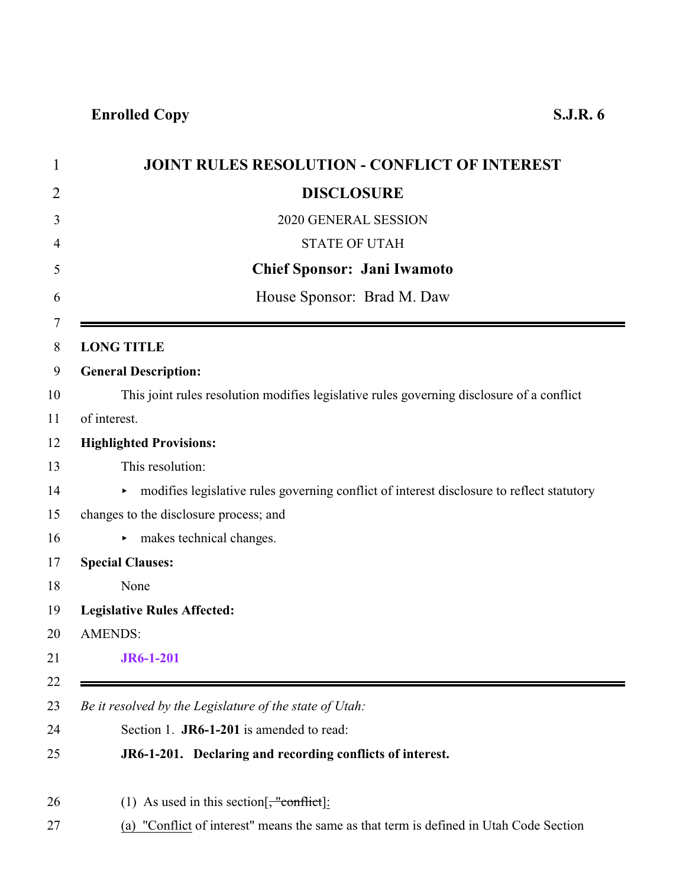**Enrolled Copy** **S.J.R. 6**

# JOINT RULES RESOLUTION - CONFLICT OF INTEREST DISCLOSURE

2020 GENERAL SESSION

STATE OF UTAH

**Chief Sponsor: Jani Iwamoto**

House Sponsor: Brad M. Daw

---

**LONG TITLE**

**General Description:**

This joint rules resolution modifies legislative rules governing disclosure of a conflict of interest.

**Highlighted Provisions:**

This resolution:

- ▸ modifies legislative rules governing conflict of interest disclosure to reflect statutory changes to the disclosure process; and
- ▸ makes technical changes.

**Special Clauses:**

None

**Legislative Rules Affected:**

AMENDS:

**JR6-1-201**

---

*Be it resolved by the Legislature of the state of Utah:*

Section 1. **JR6-1-201** is amended to read:

**JR6-1-201. Declaring and recording conflicts of interest.**

(1) As used in this section[~~, "conflict~~]:

(a) "Conflict of interest" means the same as that term is defined in Utah Code Section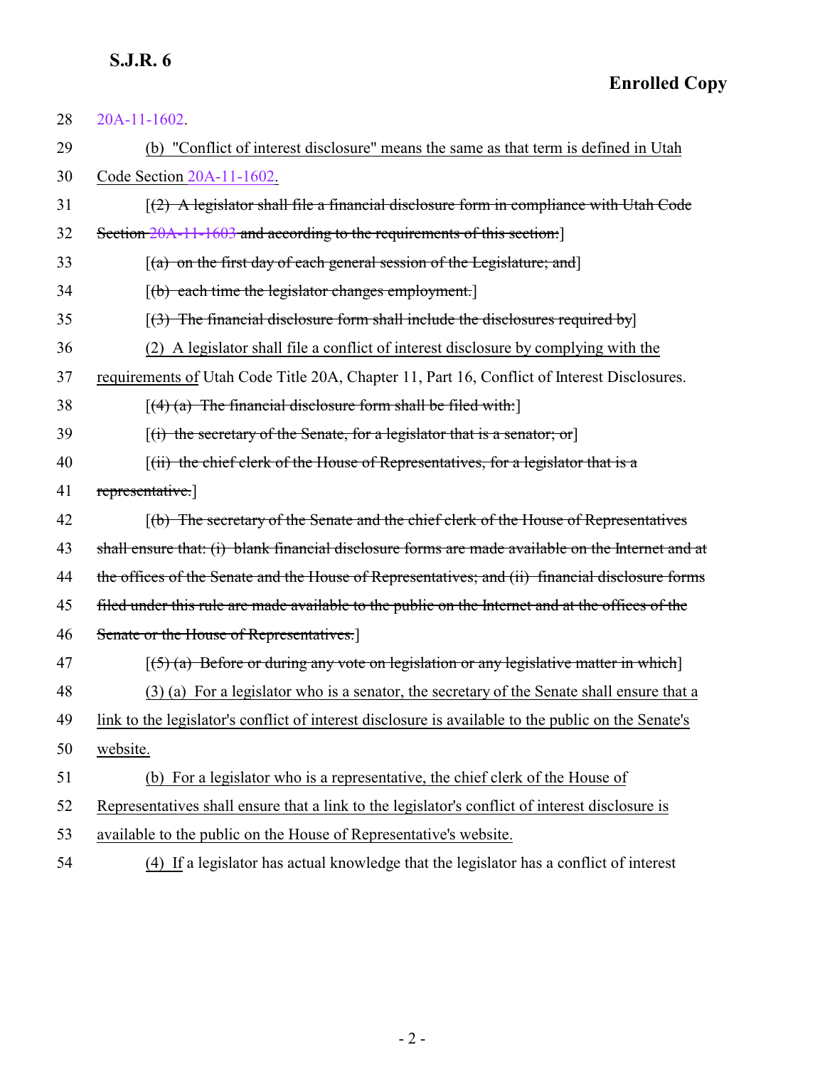28 20A-11-1602.

29 (b) "Conflict of interest disclosure" means the same as that term is defined in Utah

30 Code Section 20A-11-1602.

31 [~~(2) A legislator shall file a financial disclosure form in compliance with Utah Code~~

32 ~~Section 20A-11-1603 and according to the requirements of this section:~~]

33 [~~(a) on the first day of each general session of the Legislature; and~~]

34 [~~(b) each time the legislator changes employment.~~]

35 [~~(3) The financial disclosure form shall include the disclosures required by~~]

36 (2) A legislator shall file a conflict of interest disclosure by complying with the

37 requirements of Utah Code Title 20A, Chapter 11, Part 16, Conflict of Interest Disclosures.

38 [~~(4) (a) The financial disclosure form shall be filed with:~~]

39 [~~(i) the secretary of the Senate, for a legislator that is a senator; or~~]

40 [~~(ii) the chief clerk of the House of Representatives, for a legislator that is a~~

41 ~~representative.~~]

42 [~~(b) The secretary of the Senate and the chief clerk of the House of Representatives~~

43 ~~shall ensure that: (i) blank financial disclosure forms are made available on the Internet and at~~

44 ~~the offices of the Senate and the House of Representatives; and (ii) financial disclosure forms~~

45 ~~filed under this rule are made available to the public on the Internet and at the offices of the~~

46 ~~Senate or the House of Representatives.~~]

47 [~~(5) (a) Before or during any vote on legislation or any legislative matter in which~~]

48 (3) (a) For a legislator who is a senator, the secretary of the Senate shall ensure that a

49 link to the legislator's conflict of interest disclosure is available to the public on the Senate's

50 website.

51 (b) For a legislator who is a representative, the chief clerk of the House of

52 Representatives shall ensure that a link to the legislator's conflict of interest disclosure is

53 available to the public on the House of Representative's website.

54 (4) If a legislator has actual knowledge that the legislator has a conflict of interest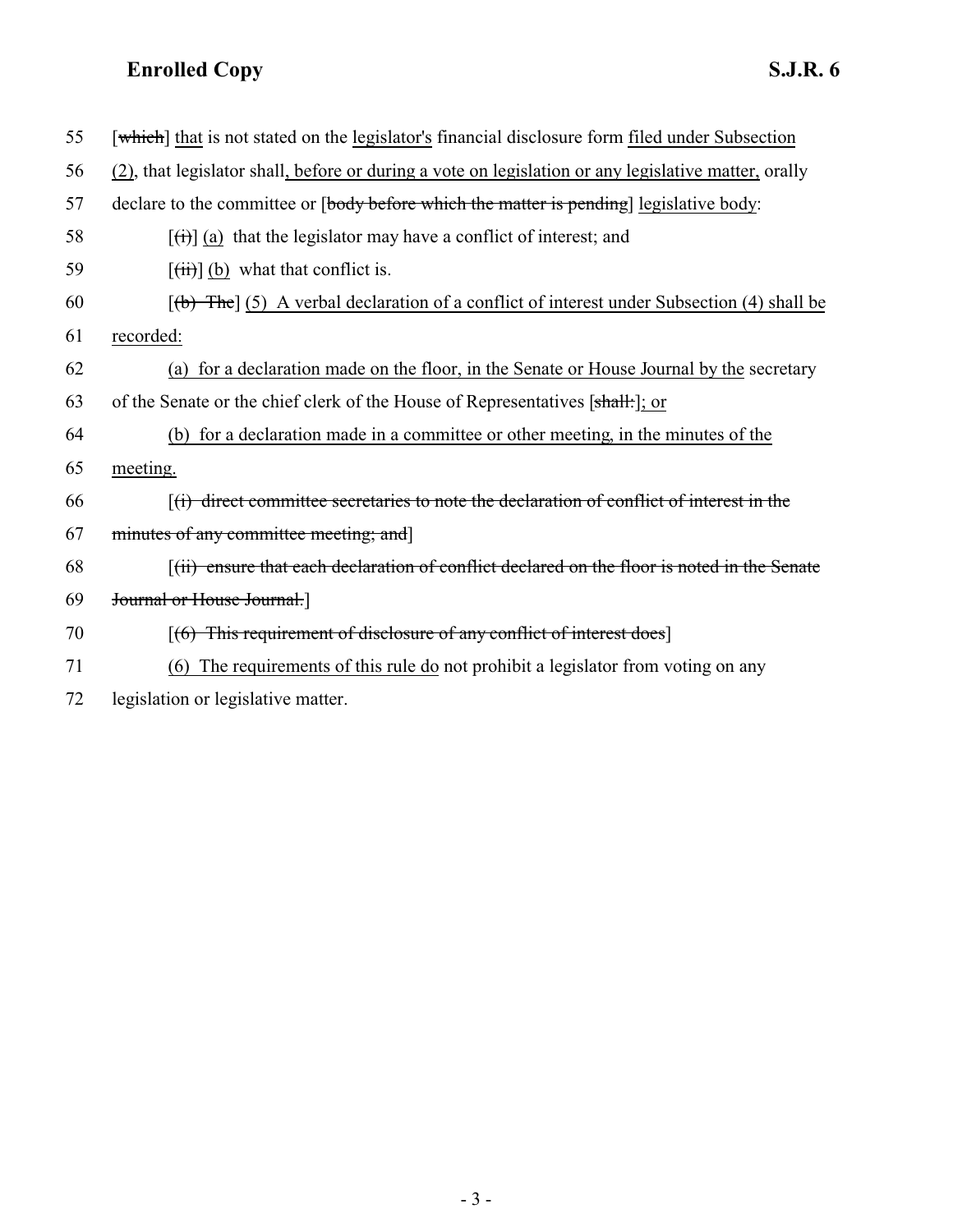55 [~~which~~] <u>that</u> is not stated on the <u>legislator's</u> financial disclosure form <u>filed under Subsection</u>

56 <u>(2)</u>, that legislator shall<u>, before or during a vote on legislation or any legislative matter,</u> orally

57 declare to the committee or [~~body before which the matter is pending~~] <u>legislative body</u>:

58 [~~(i)~~] <u>(a)</u> that the legislator may have a conflict of interest; and

59 [~~(ii)~~] <u>(b)</u> what that conflict is.

60 [~~(b) The~~] <u>(5) A verbal declaration of a conflict of interest under Subsection (4) shall be</u>

61 <u>recorded:</u>

62 <u>(a) for a declaration made on the floor, in the Senate or House Journal by the</u> secretary

63 of the Senate or the chief clerk of the House of Representatives [~~shall:~~]<u>; or</u>

64 <u>(b) for a declaration made in a committee or other meeting, in the minutes of the</u>

65 <u>meeting.</u>

66 [~~(i) direct committee secretaries to note the declaration of conflict of interest in the~~

67 ~~minutes of any committee meeting; and~~]

68 [~~(ii) ensure that each declaration of conflict declared on the floor is noted in the Senate~~

69 ~~Journal or House Journal.~~]

70 [~~(6) This requirement of disclosure of any conflict of interest does~~]

71 <u>(6) The requirements of this rule do</u> not prohibit a legislator from voting on any

72 legislation or legislative matter.